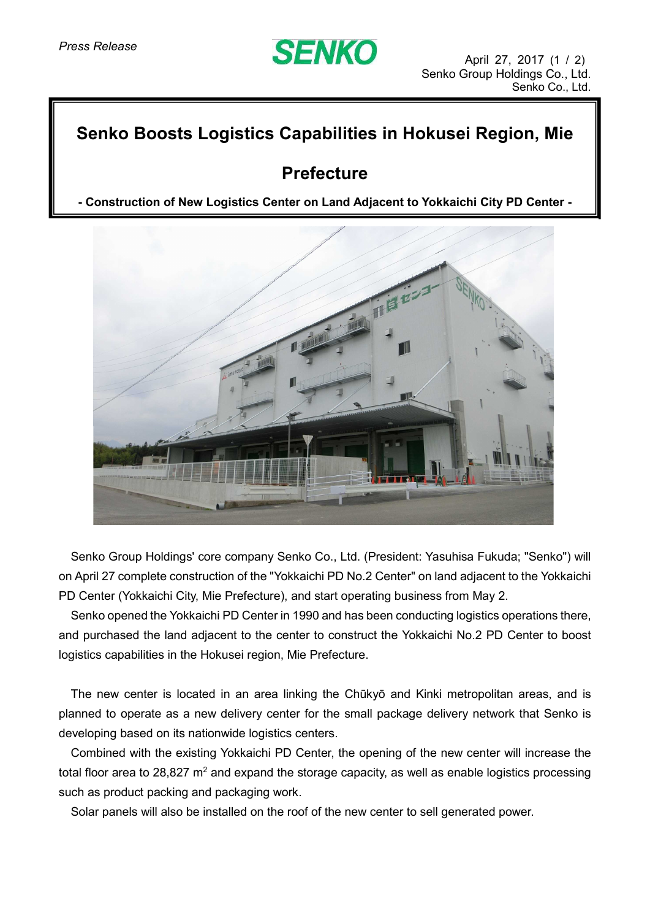*Press Release*

**SENKO**

April 27, 2017
Senko Group Holdings Co., Ltd.
Senko Co., Ltd.

# Senko Boosts Logistics Capabilities in Hokusei Region, Mie Prefecture

**- Construction of New Logistics Center on Land Adjacent to Yokkaichi City PD Center -**

Senko Group Holdings' core company Senko Co., Ltd. (President: Yasuhisa Fukuda; "Senko") will on April 27 complete construction of the "Yokkaichi PD No.2 Center" on land adjacent to the Yokkaichi PD Center (Yokkaichi City, Mie Prefecture), and start operating business from May 2.

Senko opened the Yokkaichi PD Center in 1990 and has been conducting logistics operations there, and purchased the land adjacent to the center to construct the Yokkaichi No.2 PD Center to boost logistics capabilities in the Hokusei region, Mie Prefecture.

The new center is located in an area linking the Chūkyō and Kinki metropolitan areas, and is planned to operate as a new delivery center for the small package delivery network that Senko is developing based on its nationwide logistics centers.

Combined with the existing Yokkaichi PD Center, the opening of the new center will increase the total floor area to 28,827 $m^2$ and expand the storage capacity, as well as enable logistics processing such as product packing and packaging work.

Solar panels will also be installed on the roof of the new center to sell generated power.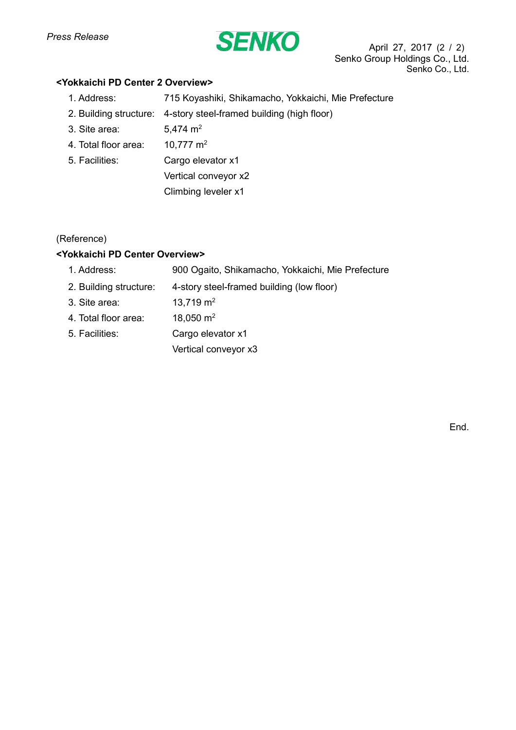**<Yokkaichi PD Center 2 Overview>**

1. Address: 715 Koyashiki, Shikamacho, Yokkaichi, Mie Prefecture
2. Building structure: 4-story steel-framed building (high floor)
3. Site area: 5,474 $m^2$
4. Total floor area: 10,777 $m^2$
5. Facilities: Cargo elevator x1
   Vertical conveyor x2
   Climbing leveler x1

(Reference)

**<Yokkaichi PD Center Overview>**

1. Address: 900 Ogaito, Shikamacho, Yokkaichi, Mie Prefecture
2. Building structure: 4-story steel-framed building (low floor)
3. Site area: 13,719 $m^2$
4. Total floor area: 18,050 $m^2$
5. Facilities: Cargo elevator x1
   Vertical conveyor x3

End.